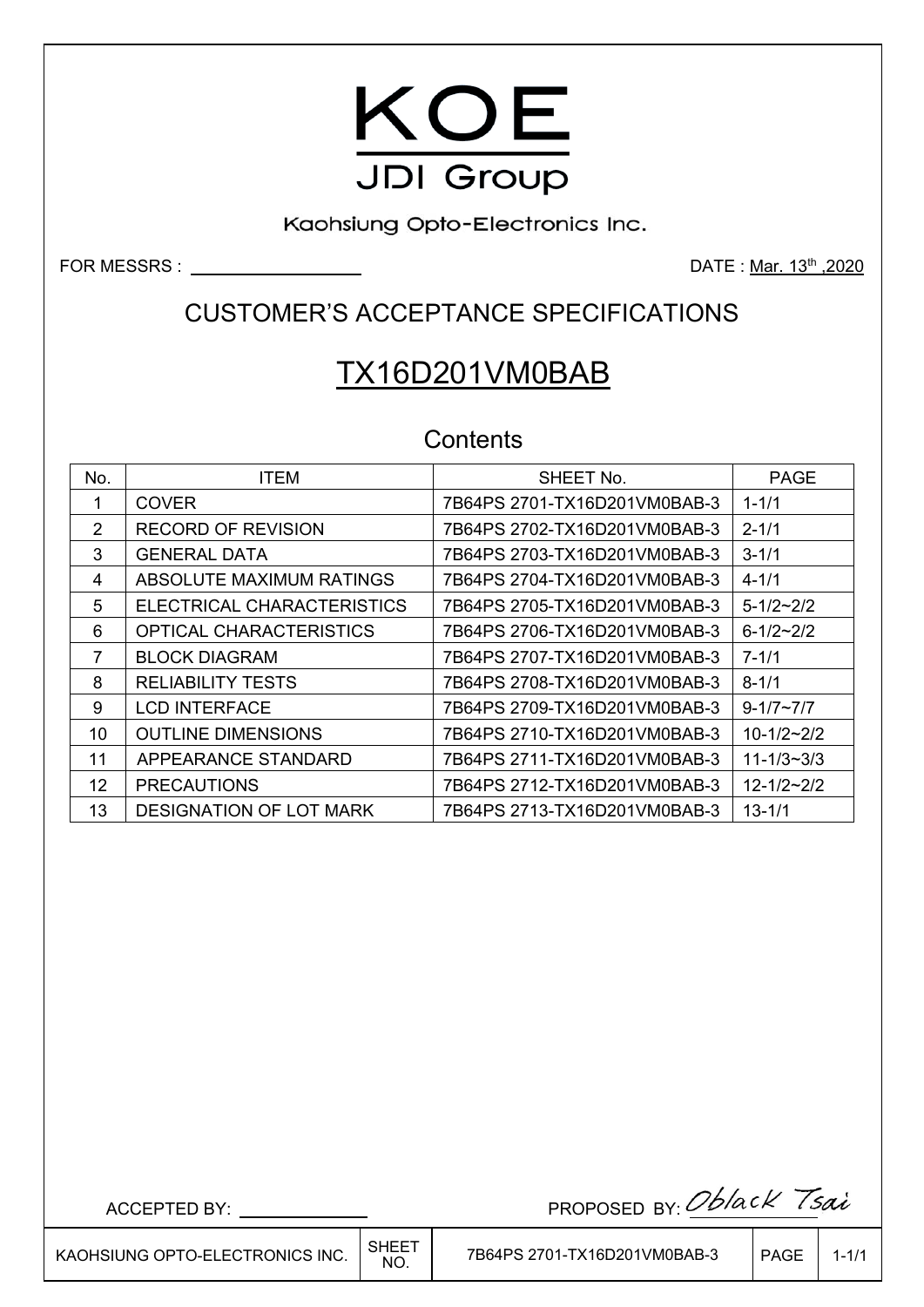# KOE

JDI Group

Kaohsiung Opto-Electronics Inc.

FOR MESSRS : \_\_\_\_\_\_\_\_\_\_\_\_\_\_\_\_\_\_

DATE : Mar. 13th ,2020

## CUSTOMER'S ACCEPTANCE SPECIFICATIONS

# TX16D201VM0BAB

## Contents

| No. | ITEM | SHEET No. | PAGE |
|---|---|---|---|
| 1 | COVER | 7B64PS 2701-TX16D201VM0BAB-3 | 1-1/1 |
| 2 | RECORD OF REVISION | 7B64PS 2702-TX16D201VM0BAB-3 | 2-1/1 |
| 3 | GENERAL DATA | 7B64PS 2703-TX16D201VM0BAB-3 | 3-1/1 |
| 4 | ABSOLUTE MAXIMUM RATINGS | 7B64PS 2704-TX16D201VM0BAB-3 | 4-1/1 |
| 5 | ELECTRICAL CHARACTERISTICS | 7B64PS 2705-TX16D201VM0BAB-3 | 5-1/2~2/2 |
| 6 | OPTICAL CHARACTERISTICS | 7B64PS 2706-TX16D201VM0BAB-3 | 6-1/2~2/2 |
| 7 | BLOCK DIAGRAM | 7B64PS 2707-TX16D201VM0BAB-3 | 7-1/1 |
| 8 | RELIABILITY TESTS | 7B64PS 2708-TX16D201VM0BAB-3 | 8-1/1 |
| 9 | LCD INTERFACE | 7B64PS 2709-TX16D201VM0BAB-3 | 9-1/7~7/7 |
| 10 | OUTLINE DIMENSIONS | 7B64PS 2710-TX16D201VM0BAB-3 | 10-1/2~2/2 |
| 11 | APPEARANCE STANDARD | 7B64PS 2711-TX16D201VM0BAB-3 | 11-1/3~3/3 |
| 12 | PRECAUTIONS | 7B64PS 2712-TX16D201VM0BAB-3 | 12-1/2~2/2 |
| 13 | DESIGNATION OF LOT MARK | 7B64PS 2713-TX16D201VM0BAB-3 | 13-1/1 |

ACCEPTED BY: \_\_\_\_\_\_\_\_\_\_\_\_\_\_

PROPOSED BY: Oblack Tsai

| KAOHSIUNG OPTO-ELECTRONICS INC. | SHEET NO. | 7B64PS 2701-TX16D201VM0BAB-3 | PAGE | 1-1/1 |
|---|---|---|---|---|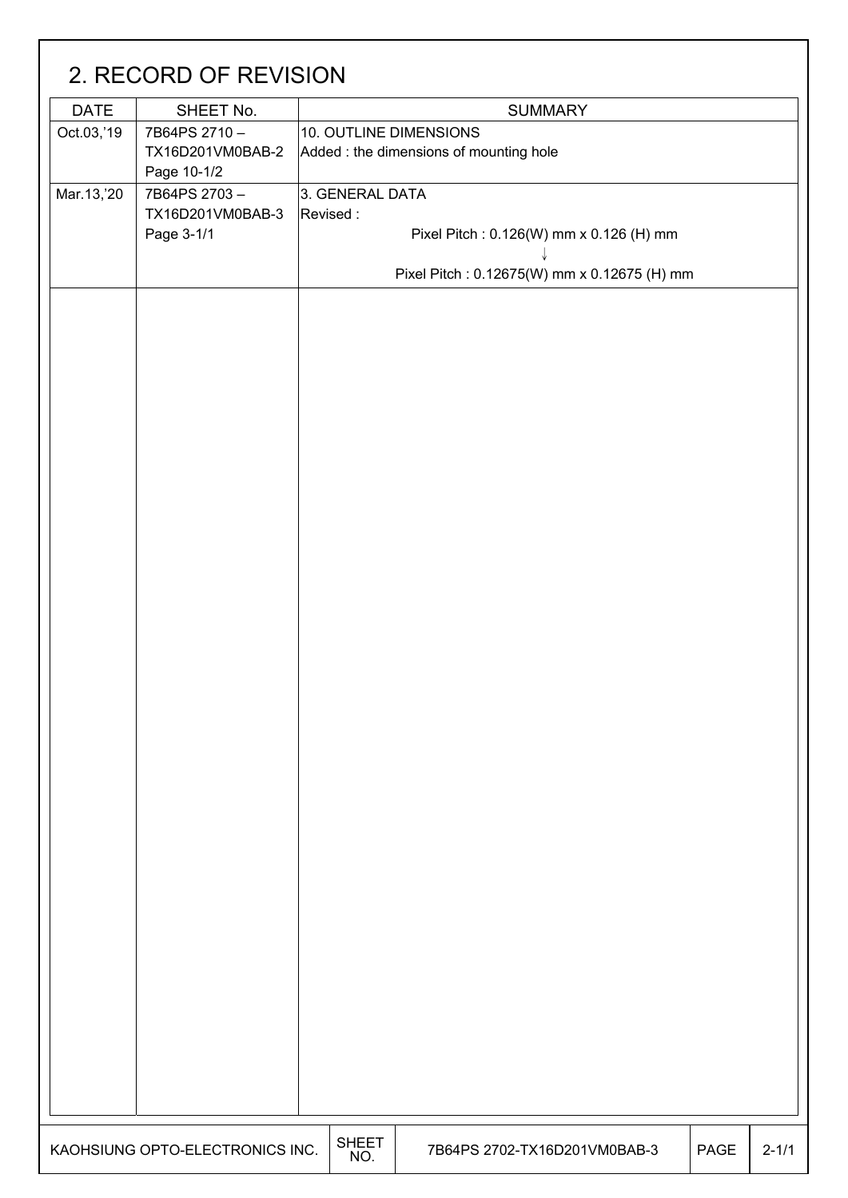## 2. RECORD OF REVISION

| DATE | SHEET No. | SUMMARY |
|---|---|---|
| Oct.03,'19 | 7B64PS 2710 – TX16D201VM0BAB-2 Page 10-1/2 | 10. OUTLINE DIMENSIONS<br>Added : the dimensions of mounting hole |
| Mar.13,'20 | 7B64PS 2703 – TX16D201VM0BAB-3 Page 3-1/1 | 3. GENERAL DATA<br>Revised :<br>Pixel Pitch : 0.126(W) mm x 0.126 (H) mm<br>↓<br>Pixel Pitch : 0.12675(W) mm x 0.12675 (H) mm |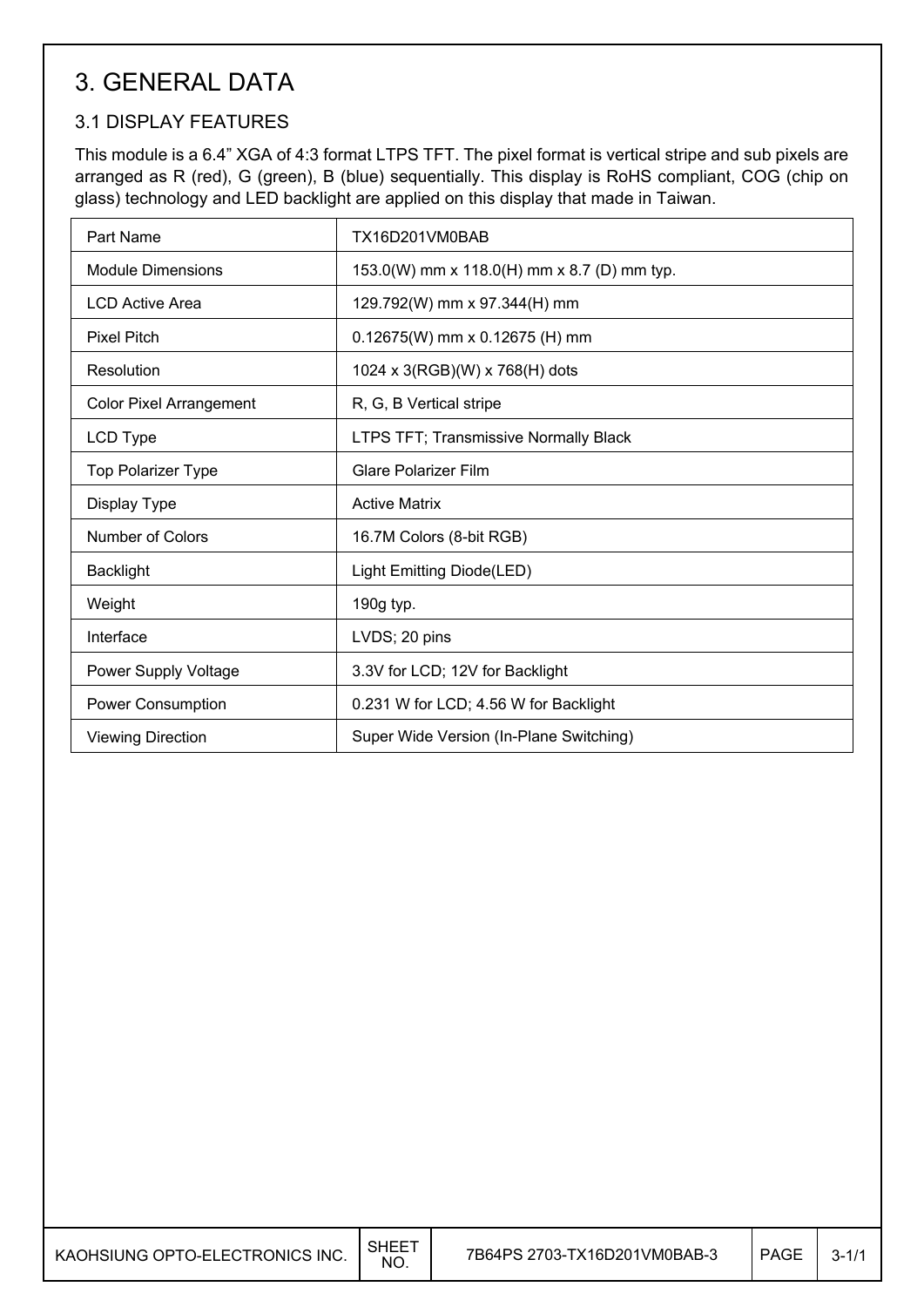# 3. GENERAL DATA

## 3.1 DISPLAY FEATURES

This module is a 6.4" XGA of 4:3 format LTPS TFT. The pixel format is vertical stripe and sub pixels are arranged as R (red), G (green), B (blue) sequentially. This display is RoHS compliant, COG (chip on glass) technology and LED backlight are applied on this display that made in Taiwan.

| Part Name | TX16D201VM0BAB |
|---|---|
| Module Dimensions | 153.0(W) mm x 118.0(H) mm x 8.7 (D) mm typ. |
| LCD Active Area | 129.792(W) mm x 97.344(H) mm |
| Pixel Pitch | 0.12675(W) mm x 0.12675 (H) mm |
| Resolution | 1024 x 3(RGB)(W) x 768(H) dots |
| Color Pixel Arrangement | R, G, B Vertical stripe |
| LCD Type | LTPS TFT; Transmissive Normally Black |
| Top Polarizer Type | Glare Polarizer Film |
| Display Type | Active Matrix |
| Number of Colors | 16.7M Colors (8-bit RGB) |
| Backlight | Light Emitting Diode(LED) |
| Weight | 190g typ. |
| Interface | LVDS; 20 pins |
| Power Supply Voltage | 3.3V for LCD; 12V for Backlight |
| Power Consumption | 0.231 W for LCD; 4.56 W for Backlight |
| Viewing Direction | Super Wide Version (In-Plane Switching) |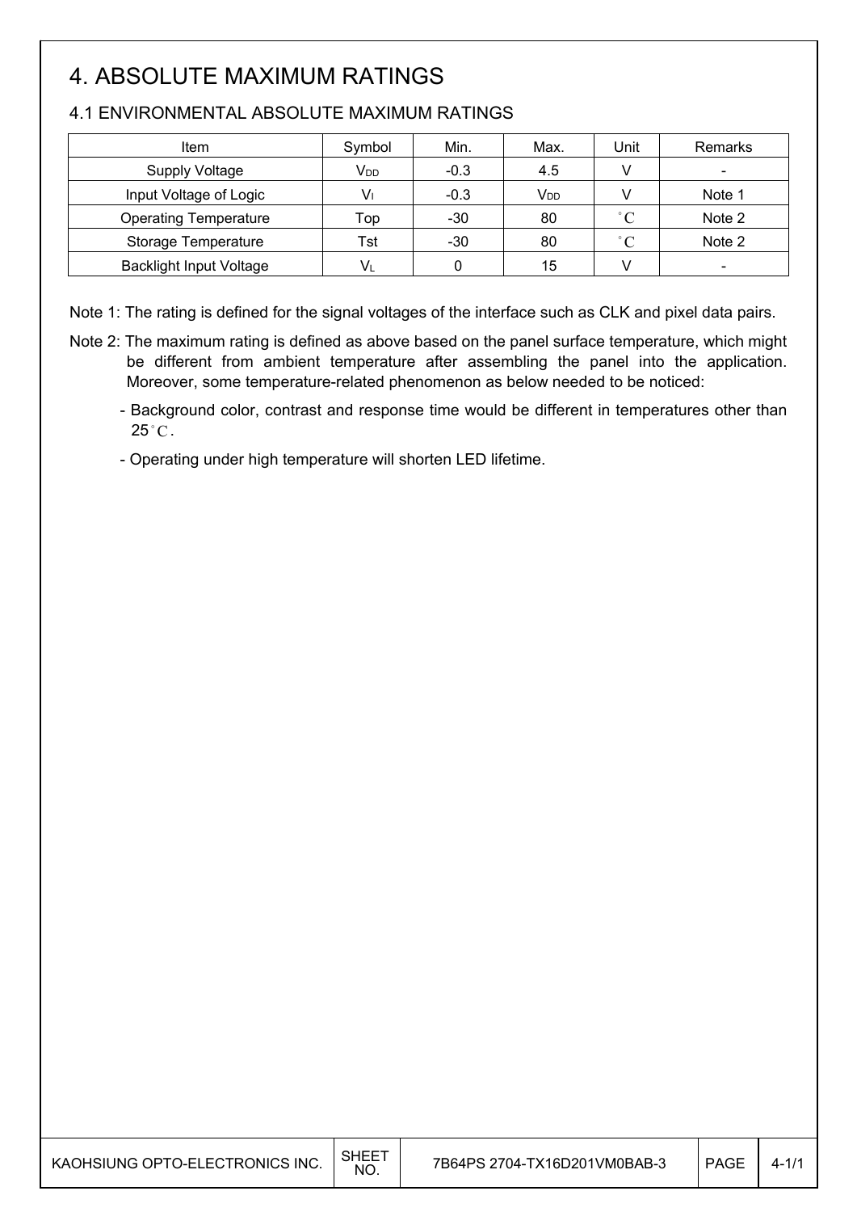# 4. ABSOLUTE MAXIMUM RATINGS

## 4.1 ENVIRONMENTAL ABSOLUTE MAXIMUM RATINGS

| Item | Symbol | Min. | Max. | Unit | Remarks |
|---|---|---|---|---|---|
| Supply Voltage | $V_{DD}$ | -0.3 | 4.5 | V | - |
| Input Voltage of Logic | $V_I$ | -0.3 | $V_{DD}$ | V | Note 1 |
| Operating Temperature | Top | -30 | 80 | °C | Note 2 |
| Storage Temperature | Tst | -30 | 80 | °C | Note 2 |
| Backlight Input Voltage | $V_L$ | 0 | 15 | V | - |

Note 1: The rating is defined for the signal voltages of the interface such as CLK and pixel data pairs.

Note 2: The maximum rating is defined as above based on the panel surface temperature, which might be different from ambient temperature after assembling the panel into the application. Moreover, some temperature-related phenomenon as below needed to be noticed:

- Background color, contrast and response time would be different in temperatures other than 25°C.
- Operating under high temperature will shorten LED lifetime.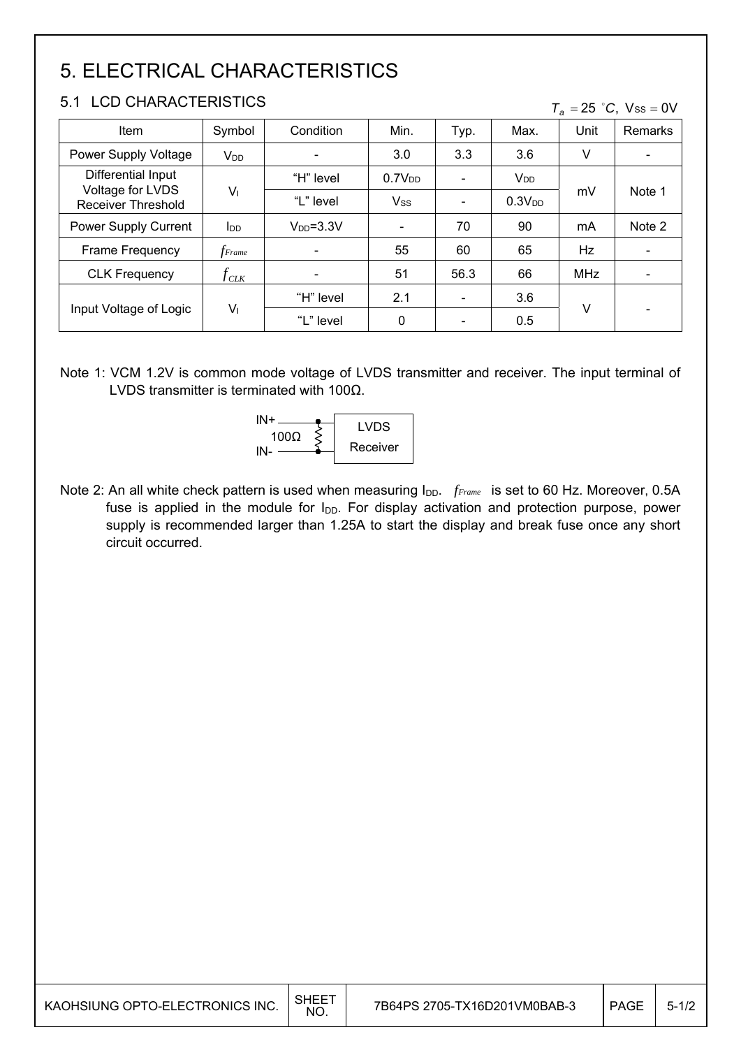# 5. ELECTRICAL CHARACTERISTICS

## 5.1 LCD CHARACTERISTICS

$T_a = 25\ ^\circ C,\ V_{SS} = 0V$

| Item | Symbol | Condition | Min. | Typ. | Max. | Unit | Remarks |
|---|---|---|---|---|---|---|---|
| Power Supply Voltage | $V_{DD}$ | - | 3.0 | 3.3 | 3.6 | V | - |
| Differential Input Voltage for LVDS Receiver Threshold | $V_I$ | "H" level | $0.7V_{DD}$ | - | $V_{DD}$ | mV | Note 1 |
| | | "L" level | $V_{SS}$ | - | $0.3V_{DD}$ | | |
| Power Supply Current | $I_{DD}$ | $V_{DD}$=3.3V | - | 70 | 90 | mA | Note 2 |
| Frame Frequency | $f_{Frame}$ | - | 55 | 60 | 65 | Hz | - |
| CLK Frequency | $f_{CLK}$ | - | 51 | 56.3 | 66 | MHz | - |
| Input Voltage of Logic | $V_I$ | "H" level | 2.1 | - | 3.6 | V | - |
| | | "L" level | 0 | - | 0.5 | | |

Note 1: VCM 1.2V is common mode voltage of LVDS transmitter and receiver. The input terminal of LVDS transmitter is terminated with 100Ω.

IN+ / 100Ω / IN- → LVDS Receiver

Note 2: An all white check pattern is used when measuring $I_{DD}$. $f_{Frame}$ is set to 60 Hz. Moreover, 0.5A fuse is applied in the module for $I_{DD}$. For display activation and protection purpose, power supply is recommended larger than 1.25A to start the display and break fuse once any short circuit occurred.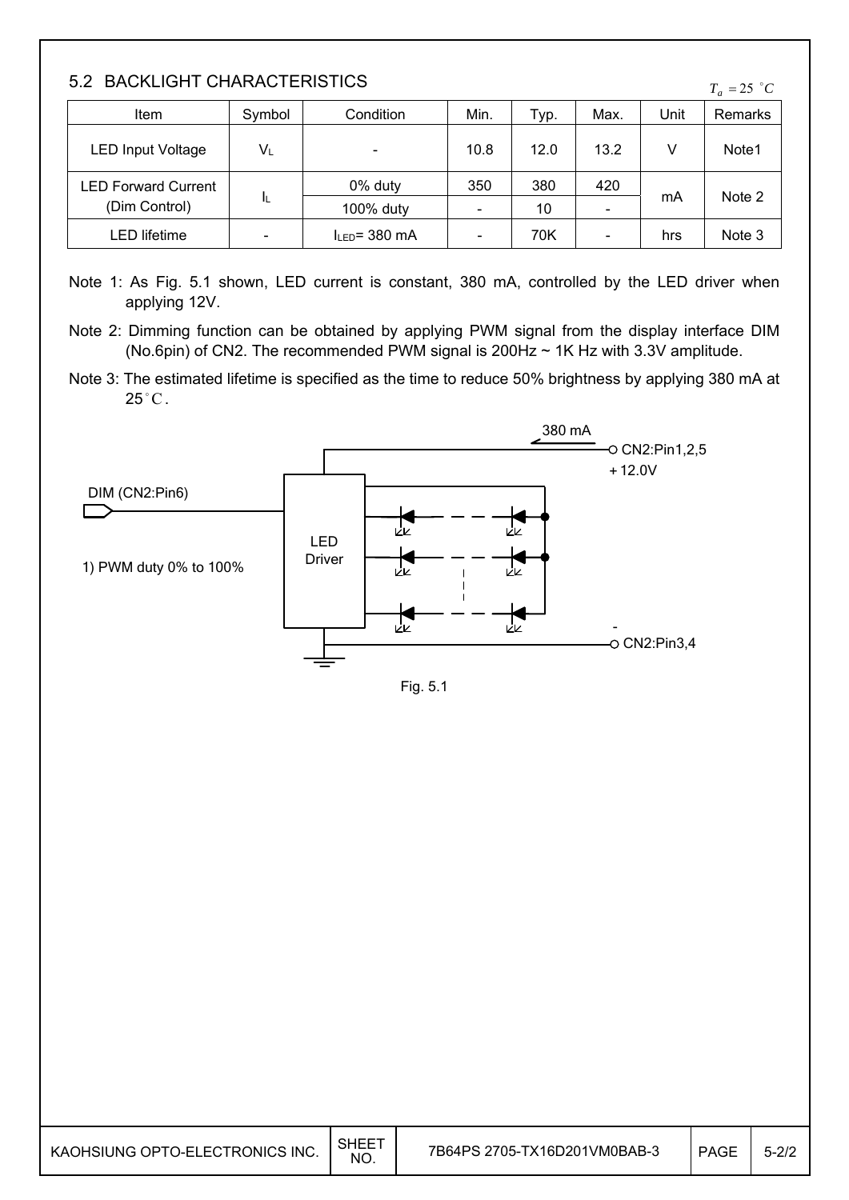## 5.2 BACKLIGHT CHARACTERISTICS

$T_a = 25\ ^\circ C$

| Item | Symbol | Condition | Min. | Typ. | Max. | Unit | Remarks |
|---|---|---|---|---|---|---|---|
| LED Input Voltage | $V_L$ | - | 10.8 | 12.0 | 13.2 | V | Note1 |
| LED Forward Current (Dim Control) | $I_L$ | 0% duty | 350 | 380 | 420 | mA | Note 2 |
| | | 100% duty | - | 10 | - | | |
| LED lifetime | - | $I_{LED}$= 380 mA | - | 70K | - | hrs | Note 3 |

Note 1: As Fig. 5.1 shown, LED current is constant, 380 mA, controlled by the LED driver when applying 12V.

Note 2: Dimming function can be obtained by applying PWM signal from the display interface DIM (No.6pin) of CN2. The recommended PWM signal is 200Hz ~ 1K Hz with 3.3V amplitude.

Note 3: The estimated lifetime is specified as the time to reduce 50% brightness by applying 380 mA at 25°C.

380 mA

CN2:Pin1,2,5

+12.0V

DIM (CN2:Pin6)

1) PWM duty 0% to 100%

LED Driver

\-

CN2:Pin3,4

Fig. 5.1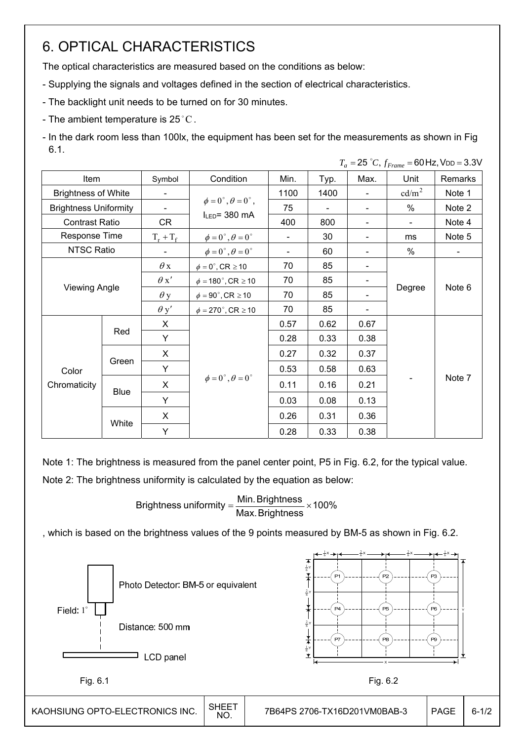# 6. OPTICAL CHARACTERISTICS

The optical characteristics are measured based on the conditions as below:

- Supplying the signals and voltages defined in the section of electrical characteristics.
- The backlight unit needs to be turned on for 30 minutes.
- The ambient temperature is 25°C.
- In the dark room less than 100lx, the equipment has been set for the measurements as shown in Fig 6.1.

$T_a = 25\ ^\circ C,\ f_{Frame} = 60$ Hz, VDD = 3.3V

| Item | | Symbol | Condition | Min. | Typ. | Max. | Unit | Remarks |
|---|---|---|---|---|---|---|---|---|
| Brightness of White | | - | $\phi = 0^\circ, \theta = 0^\circ$, $I_{LED}$= 380 mA | 1100 | 1400 | - | $cd/m^2$ | Note 1 |
| Brightness Uniformity | | - | | 75 | - | - | % | Note 2 |
| Contrast Ratio | | CR | | 400 | 800 | - | - | Note 4 |
| Response Time | | $T_r + T_f$ | $\phi = 0^\circ, \theta = 0^\circ$ | - | 30 | - | ms | Note 5 |
| NTSC Ratio | | - | $\phi = 0^\circ, \theta = 0^\circ$ | - | 60 | - | % | - |
| Viewing Angle | | $\theta x$ | $\phi = 0^\circ$, CR $\geq 10$ | 70 | 85 | - | Degree | Note 6 |
| | | $\theta x'$ | $\phi = 180^\circ$, CR $\geq 10$ | 70 | 85 | - | | |
| | | $\theta y$ | $\phi = 90^\circ$, CR $\geq 10$ | 70 | 85 | - | | |
| | | $\theta y'$ | $\phi = 270^\circ$, CR $\geq 10$ | 70 | 85 | - | | |
| Color Chromaticity | Red | X | $\phi = 0^\circ, \theta = 0^\circ$ | 0.57 | 0.62 | 0.67 | - | Note 7 |
| | | Y | | 0.28 | 0.33 | 0.38 | | |
| | Green | X | | 0.27 | 0.32 | 0.37 | | |
| | | Y | | 0.53 | 0.58 | 0.63 | | |
| | Blue | X | | 0.11 | 0.16 | 0.21 | | |
| | | Y | | 0.03 | 0.08 | 0.13 | | |
| | White | X | | 0.26 | 0.31 | 0.36 | | |
| | | Y | | 0.28 | 0.33 | 0.38 | | |

Note 1: The brightness is measured from the panel center point, P5 in Fig. 6.2, for the typical value.

Note 2: The brightness uniformity is calculated by the equation as below:

$$\text{Brightness uniformity} = \frac{\text{Min. Brightness}}{\text{Max. Brightness}} \times 100\%$$

, which is based on the brightness values of the 9 points measured by BM-5 as shown in Fig. 6.2.

Photo Detector: BM-5 or equivalent

Field: 1°

Distance: 500 mm

LCD panel

Fig. 6.1

Fig. 6.2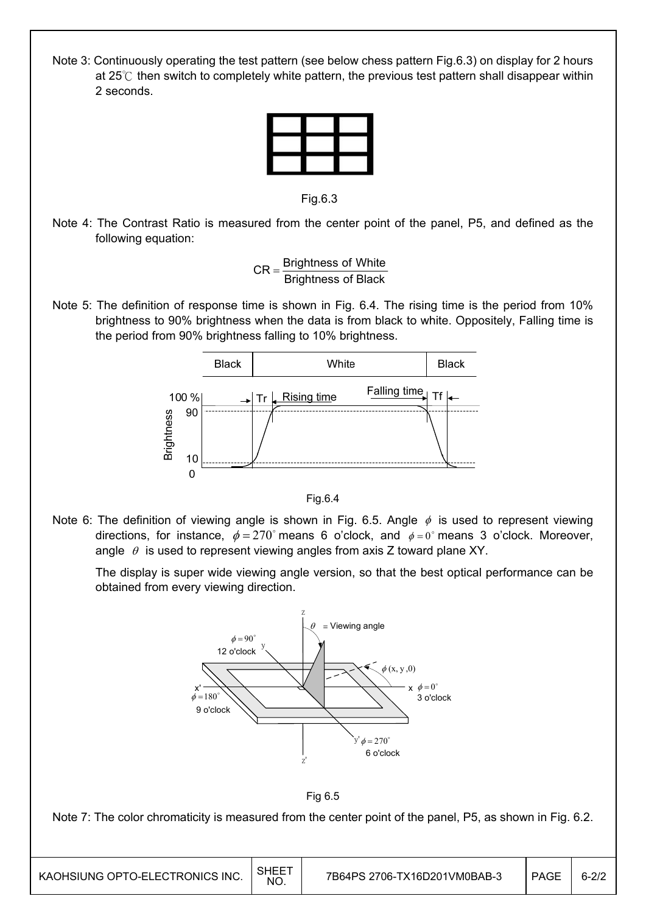Note 3: Continuously operating the test pattern (see below chess pattern Fig.6.3) on display for 2 hours at 25℃ then switch to completely white pattern, the previous test pattern shall disappear within 2 seconds.

Fig.6.3

Note 4: The Contrast Ratio is measured from the center point of the panel, P5, and defined as the following equation:

$$CR = \frac{\text{Brightness of White}}{\text{Brightness of Black}}$$

Note 5: The definition of response time is shown in Fig. 6.4. The rising time is the period from 10% brightness to 90% brightness when the data is from black to white. Oppositely, Falling time is the period from 90% brightness falling to 10% brightness.

Fig.6.4

Note 6: The definition of viewing angle is shown in Fig. 6.5. Angle $\phi$ is used to represent viewing directions, for instance, $\phi = 270^\circ$ means 6 o'clock, and $\phi = 0^\circ$ means 3 o'clock. Moreover, angle $\theta$ is used to represent viewing angles from axis Z toward plane XY.

The display is super wide viewing angle version, so that the best optical performance can be obtained from every viewing direction.

Fig 6.5

Note 7: The color chromaticity is measured from the center point of the panel, P5, as shown in Fig. 6.2.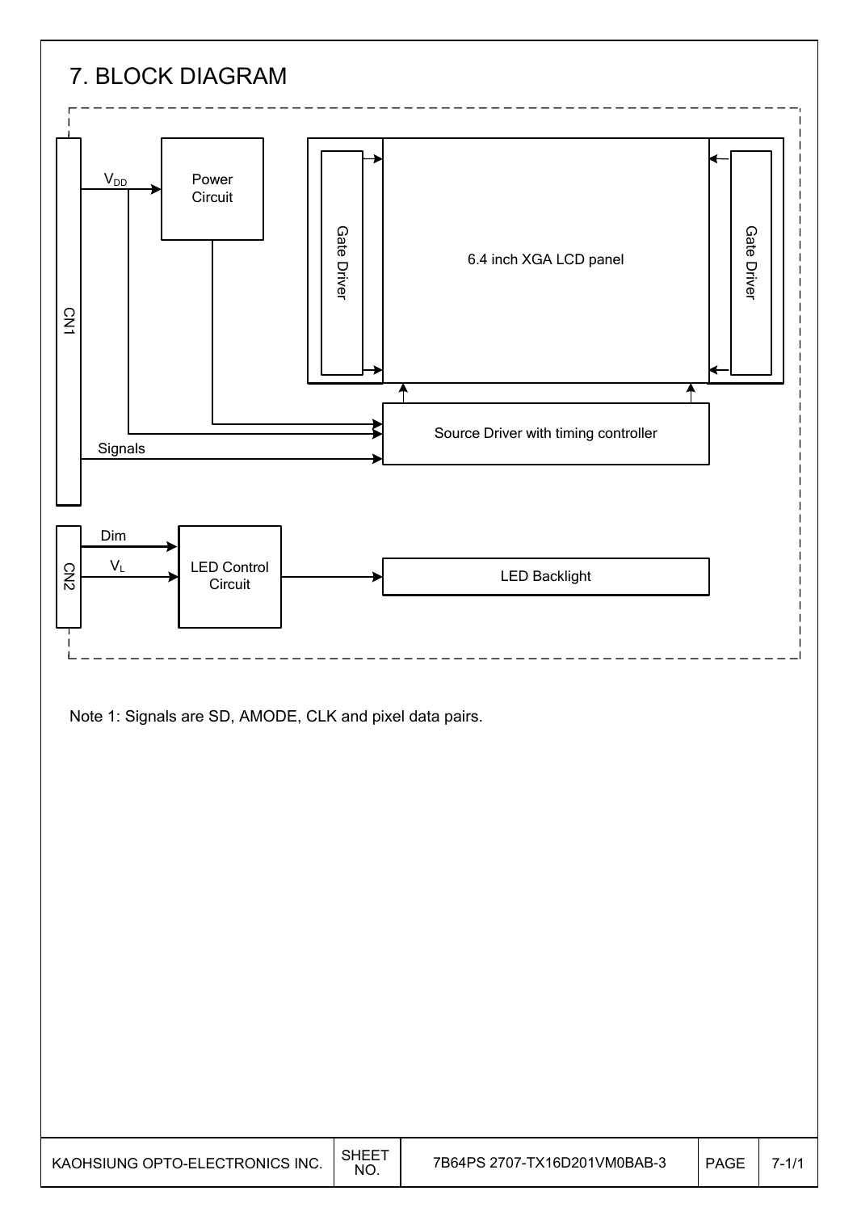# 7. BLOCK DIAGRAM

CN1

$V_{DD}$

Power Circuit

Gate Driver

6.4 inch XGA LCD panel

Gate Driver

Source Driver with timing controller

Signals

CN2

Dim

$V_L$

LED Control Circuit

LED Backlight

Note 1: Signals are SD, AMODE, CLK and pixel data pairs.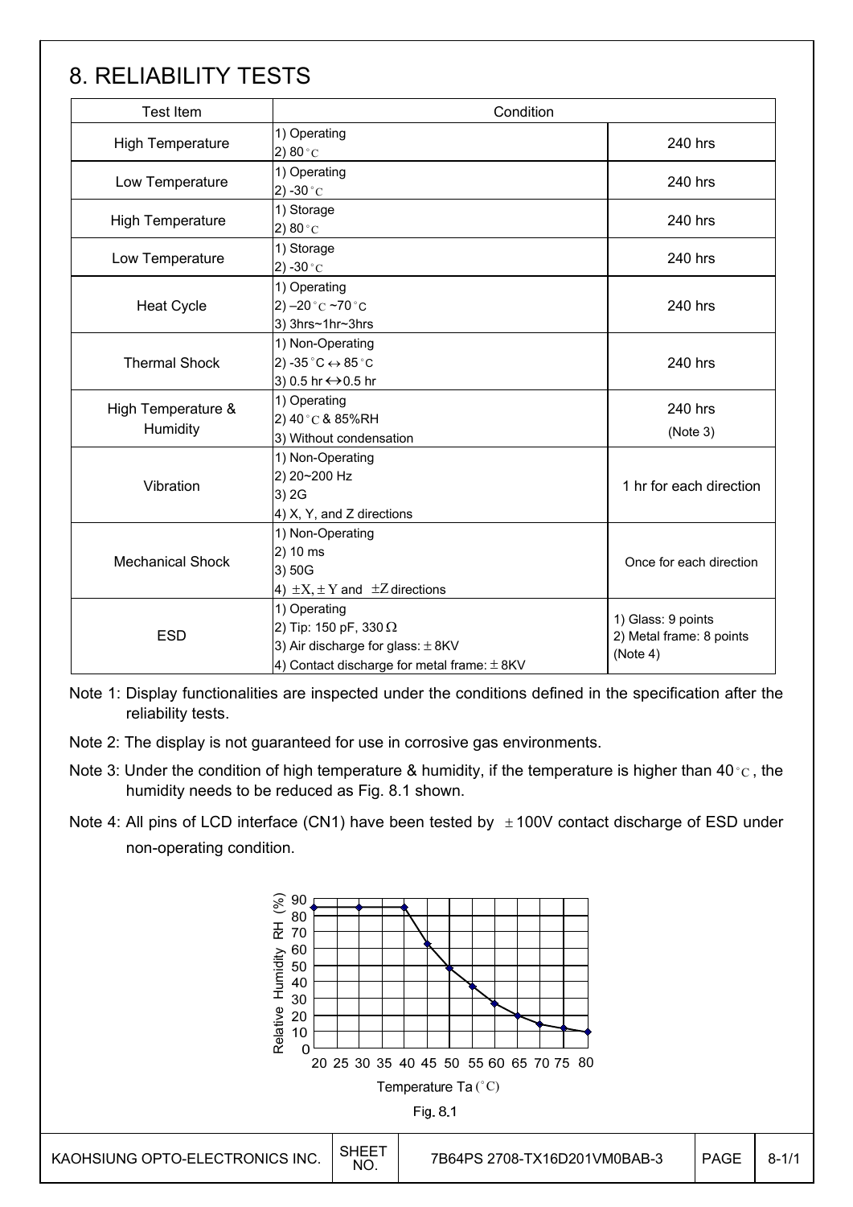# 8. RELIABILITY TESTS

| Test Item | Condition | |
|---|---|---|
| High Temperature | 1) Operating<br>2) 80°C | 240 hrs |
| Low Temperature | 1) Operating<br>2) -30°C | 240 hrs |
| High Temperature | 1) Storage<br>2) 80°C | 240 hrs |
| Low Temperature | 1) Storage<br>2) -30°C | 240 hrs |
| Heat Cycle | 1) Operating<br>2) –20°C ~70°C<br>3) 3hrs~1hr~3hrs | 240 hrs |
| Thermal Shock | 1) Non-Operating<br>2) -35°C ↔ 85°C<br>3) 0.5 hr ↔ 0.5 hr | 240 hrs |
| High Temperature & Humidity | 1) Operating<br>2) 40°C & 85%RH<br>3) Without condensation | 240 hrs<br>(Note 3) |
| Vibration | 1) Non-Operating<br>2) 20~200 Hz<br>3) 2G<br>4) X, Y, and Z directions | 1 hr for each direction |
| Mechanical Shock | 1) Non-Operating<br>2) 10 ms<br>3) 50G<br>4) ±X, ±Y and ±Z directions | Once for each direction |
| ESD | 1) Operating<br>2) Tip: 150 pF, 330 Ω<br>3) Air discharge for glass: ± 8KV<br>4) Contact discharge for metal frame: ± 8KV | 1) Glass: 9 points<br>2) Metal frame: 8 points<br>(Note 4) |

Note 1: Display functionalities are inspected under the conditions defined in the specification after the reliability tests.

Note 2: The display is not guaranteed for use in corrosive gas environments.

Note 3: Under the condition of high temperature & humidity, if the temperature is higher than 40°C, the humidity needs to be reduced as Fig. 8.1 shown.

Note 4: All pins of LCD interface (CN1) have been tested by ±100V contact discharge of ESD under non-operating condition.

Fig. 8.1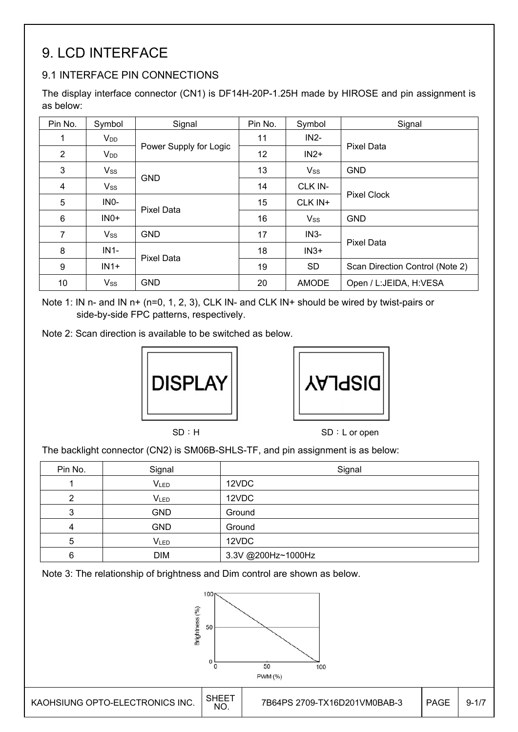# 9. LCD INTERFACE

## 9.1 INTERFACE PIN CONNECTIONS

The display interface connector (CN1) is DF14H-20P-1.25H made by HIROSE and pin assignment is as below:

| Pin No. | Symbol | Signal | Pin No. | Symbol | Signal |
|---|---|---|---|---|---|
| 1 | $V_{DD}$ | Power Supply for Logic | 11 | IN2- | Pixel Data |
| 2 | $V_{DD}$ | | 12 | IN2+ | |
| 3 | $V_{SS}$ | GND | 13 | $V_{SS}$ | GND |
| 4 | $V_{SS}$ | | 14 | CLK IN- | Pixel Clock |
| 5 | IN0- | Pixel Data | 15 | CLK IN+ | |
| 6 | IN0+ | | 16 | $V_{SS}$ | GND |
| 7 | $V_{SS}$ | GND | 17 | IN3- | Pixel Data |
| 8 | IN1- | Pixel Data | 18 | IN3+ | |
| 9 | IN1+ | | 19 | SD | Scan Direction Control (Note 2) |
| 10 | $V_{SS}$ | GND | 20 | AMODE | Open / L:JEIDA, H:VESA |

Note 1: IN n- and IN n+ (n=0, 1, 2, 3), CLK IN- and CLK IN+ should be wired by twist-pairs or side-by-side FPC patterns, respectively.

Note 2: Scan direction is available to be switched as below.

DISPLAY

SD：H

DISPLAY (rotated 180°)

SD：L or open

The backlight connector (CN2) is SM06B-SHLS-TF, and pin assignment is as below:

| Pin No. | Signal | Signal |
|---|---|---|
| 1 | $V_{LED}$ | 12VDC |
| 2 | $V_{LED}$ | 12VDC |
| 3 | GND | Ground |
| 4 | GND | Ground |
| 5 | $V_{LED}$ | 12VDC |
| 6 | DIM | 3.3V @200Hz~1000Hz |

Note 3: The relationship of brightness and Dim control are shown as below.

Brightness (%): 0, 50, 100
PWM (%): 0, 50, 100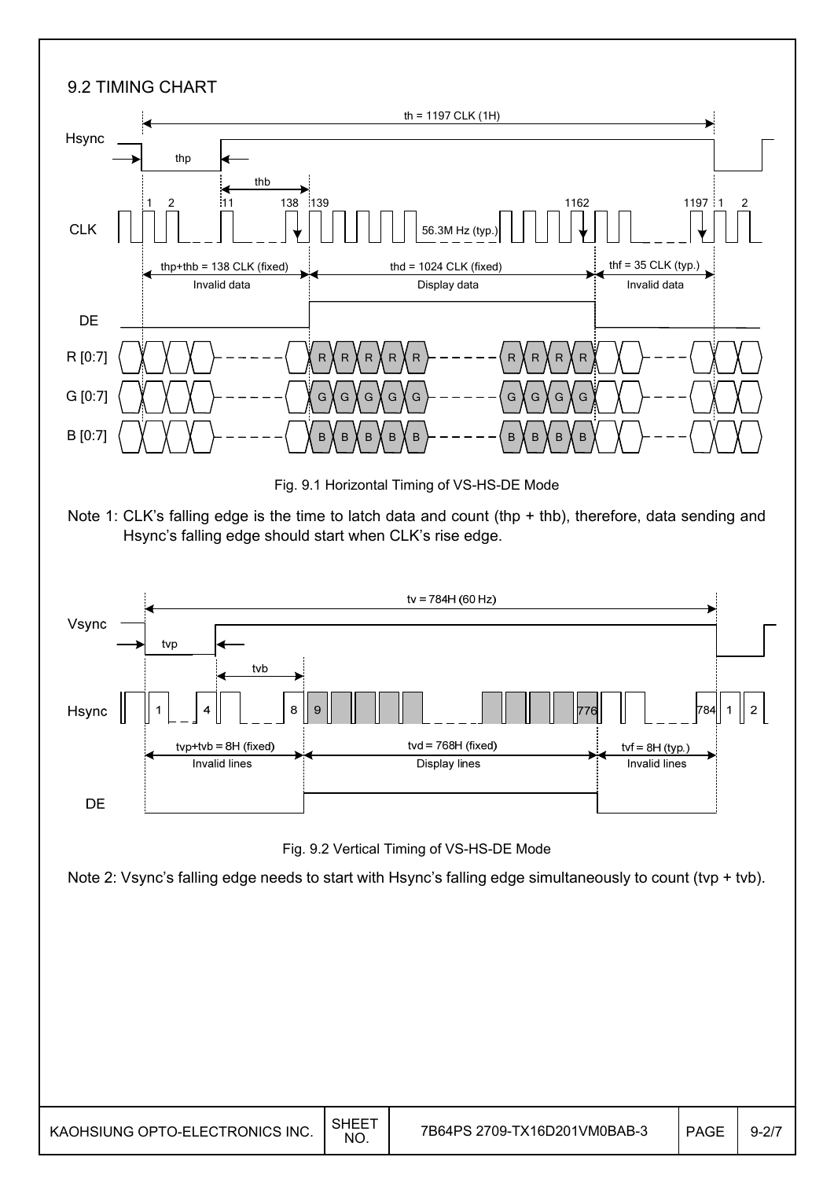## 9.2 TIMING CHART

Fig. 9.1 Horizontal Timing of VS-HS-DE Mode

Note 1: CLK's falling edge is the time to latch data and count (thp + thb), therefore, data sending and Hsync's falling edge should start when CLK's rise edge.

Fig. 9.2 Vertical Timing of VS-HS-DE Mode

Note 2: Vsync's falling edge needs to start with Hsync's falling edge simultaneously to count (tvp + tvb).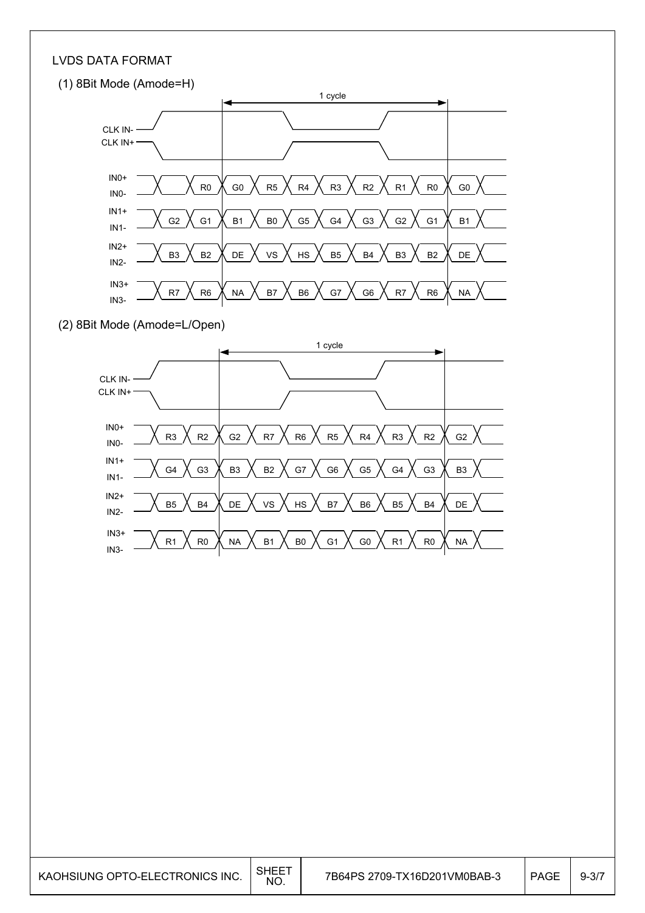LVDS DATA FORMAT

(1) 8Bit Mode (Amode=H)

| Signal | | | 1 cycle | | | | | | | |
|---|---|---|---|---|---|---|---|---|---|---|
| IN0+ / IN0- | | R0 | G0 | R5 | R4 | R3 | R2 | R1 | R0 | G0 |
| IN1+ / IN1- | G2 | G1 | B1 | B0 | G5 | G4 | G3 | G2 | G1 | B1 |
| IN2+ / IN2- | B3 | B2 | DE | VS | HS | B5 | B4 | B3 | B2 | DE |
| IN3+ / IN3- | R7 | R6 | NA | B7 | B6 | G7 | G6 | R7 | R6 | NA |

(2) 8Bit Mode (Amode=L/Open)

| Signal | | | 1 cycle | | | | | | | |
|---|---|---|---|---|---|---|---|---|---|---|
| IN0+ / IN0- | R3 | R2 | G2 | R7 | R6 | R5 | R4 | R3 | R2 | G2 |
| IN1+ / IN1- | G4 | G3 | B3 | B2 | G7 | G6 | G5 | G4 | G3 | B3 |
| IN2+ / IN2- | B5 | B4 | DE | VS | HS | B7 | B6 | B5 | B4 | DE |
| IN3+ / IN3- | R1 | R0 | NA | B1 | B0 | G1 | G0 | R1 | R0 | NA |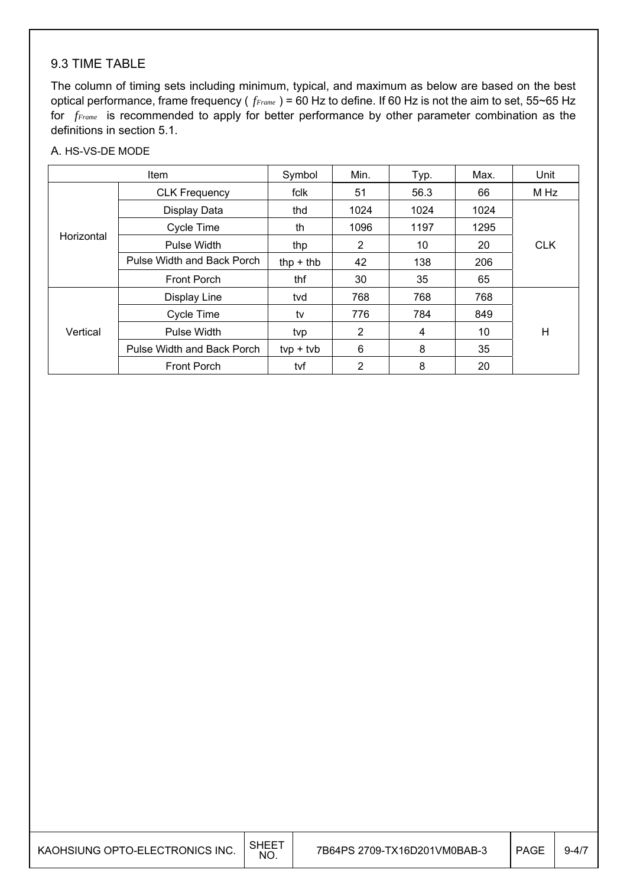## 9.3 TIME TABLE

The column of timing sets including minimum, typical, and maximum as below are based on the best optical performance, frame frequency ( $f_{Frame}$ ) = 60 Hz to define. If 60 Hz is not the aim to set, 55~65 Hz for $f_{Frame}$ is recommended to apply for better performance by other parameter combination as the definitions in section 5.1.

A. HS-VS-DE MODE

| Item | | Symbol | Min. | Typ. | Max. | Unit |
|---|---|---|---|---|---|---|
| Horizontal | CLK Frequency | fclk | 51 | 56.3 | 66 | M Hz |
| | Display Data | thd | 1024 | 1024 | 1024 | CLK |
| | Cycle Time | th | 1096 | 1197 | 1295 | |
| | Pulse Width | thp | 2 | 10 | 20 | |
| | Pulse Width and Back Porch | thp + thb | 42 | 138 | 206 | |
| | Front Porch | thf | 30 | 35 | 65 | |
| Vertical | Display Line | tvd | 768 | 768 | 768 | H |
| | Cycle Time | tv | 776 | 784 | 849 | |
| | Pulse Width | tvp | 2 | 4 | 10 | |
| | Pulse Width and Back Porch | tvp + tvb | 6 | 8 | 35 | |
| | Front Porch | tvf | 2 | 8 | 20 | |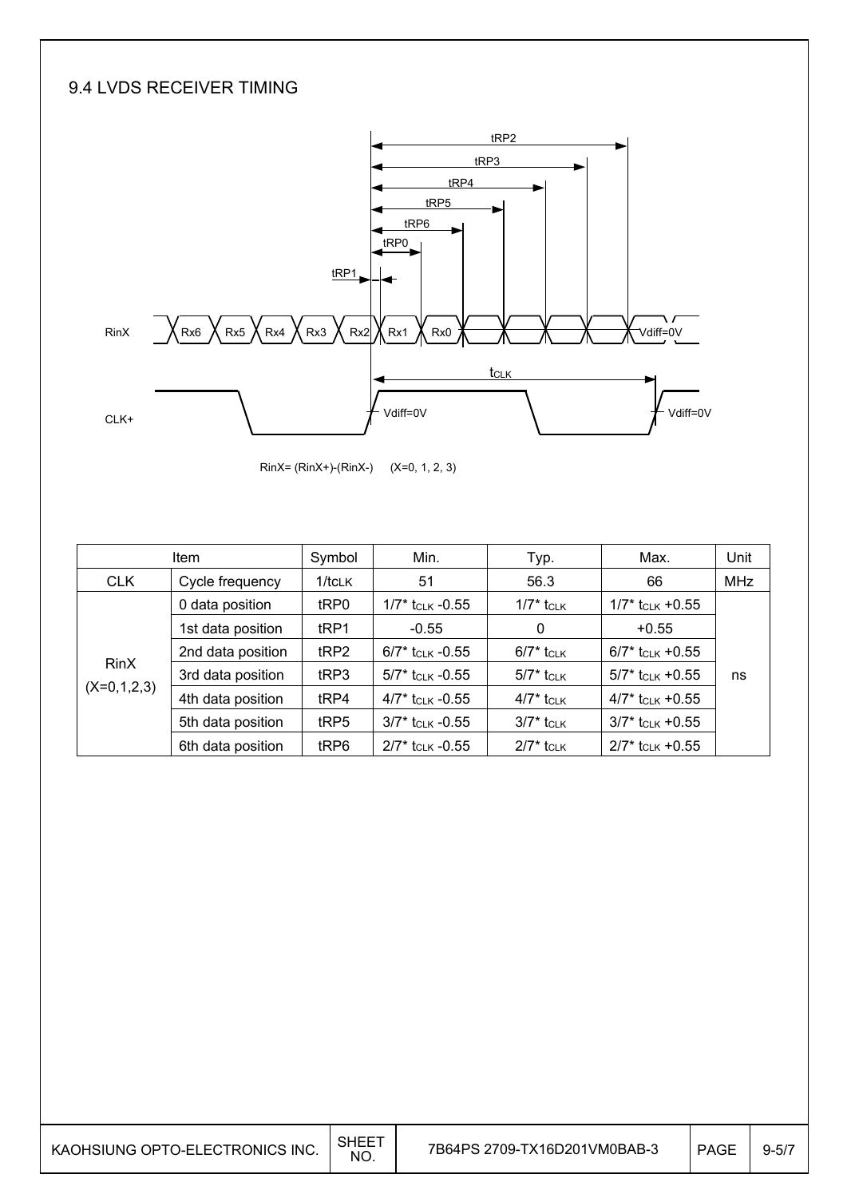## 9.4 LVDS RECEIVER TIMING

RinX= (RinX+)-(RinX-)     (X=0, 1, 2, 3)

| Item | | Symbol | Min. | Typ. | Max. | Unit |
|---|---|---|---|---|---|---|
| CLK | Cycle frequency | $1/t_{CLK}$ | 51 | 56.3 | 66 | MHz |
| RinX (X=0,1,2,3) | 0 data position | tRP0 | $1/7* t_{CLK}$ -0.55 | $1/7* t_{CLK}$ | $1/7* t_{CLK}$ +0.55 | ns |
| | 1st data position | tRP1 | -0.55 | 0 | +0.55 | |
| | 2nd data position | tRP2 | $6/7* t_{CLK}$ -0.55 | $6/7* t_{CLK}$ | $6/7* t_{CLK}$ +0.55 | |
| | 3rd data position | tRP3 | $5/7* t_{CLK}$ -0.55 | $5/7* t_{CLK}$ | $5/7* t_{CLK}$ +0.55 | |
| | 4th data position | tRP4 | $4/7* t_{CLK}$ -0.55 | $4/7* t_{CLK}$ | $4/7* t_{CLK}$ +0.55 | |
| | 5th data position | tRP5 | $3/7* t_{CLK}$ -0.55 | $3/7* t_{CLK}$ | $3/7* t_{CLK}$ +0.55 | |
| | 6th data position | tRP6 | $2/7* t_{CLK}$ -0.55 | $2/7* t_{CLK}$ | $2/7* t_{CLK}$ +0.55 | |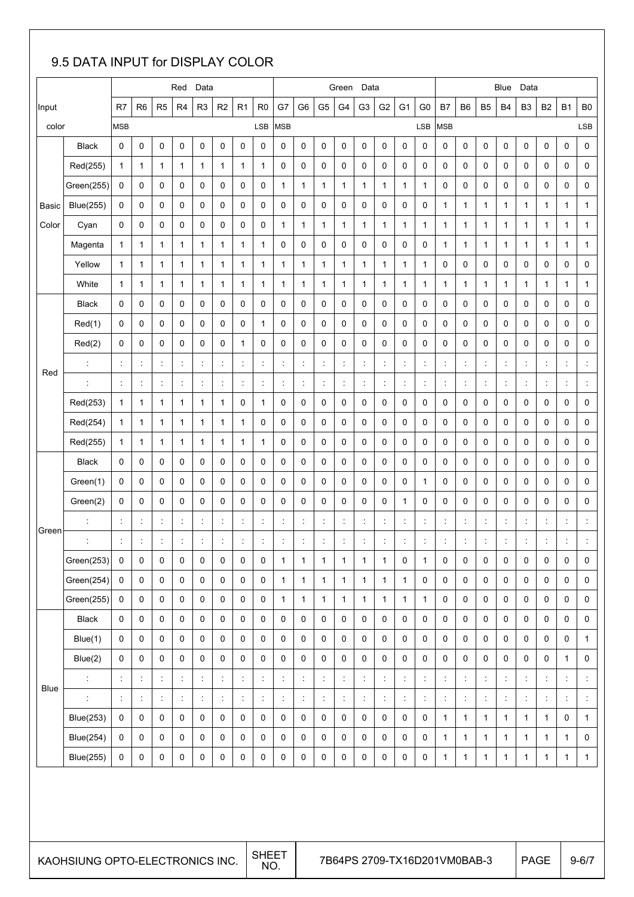## 9.5 DATA INPUT for DISPLAY COLOR

| Input color | | Red Data | | | | | | | | Green Data | | | | | | | | Blue Data | | | | | | | |
|---|---|---|---|---|---|---|---|---|---|---|---|---|---|---|---|---|---|---|---|---|---|---|---|---|---|
| | | R7 | R6 | R5 | R4 | R3 | R2 | R1 | R0 | G7 | G6 | G5 | G4 | G3 | G2 | G1 | G0 | B7 | B6 | B5 | B4 | B3 | B2 | B1 | B0 |
| | | MSB | | | | | | | LSB | MSB | | | | | | | LSB | MSB | | | | | | | LSB |
| Basic Color | Black | 0 | 0 | 0 | 0 | 0 | 0 | 0 | 0 | 0 | 0 | 0 | 0 | 0 | 0 | 0 | 0 | 0 | 0 | 0 | 0 | 0 | 0 | 0 | 0 |
| | Red(255) | 1 | 1 | 1 | 1 | 1 | 1 | 1 | 1 | 0 | 0 | 0 | 0 | 0 | 0 | 0 | 0 | 0 | 0 | 0 | 0 | 0 | 0 | 0 | 0 |
| | Green(255) | 0 | 0 | 0 | 0 | 0 | 0 | 0 | 0 | 1 | 1 | 1 | 1 | 1 | 1 | 1 | 1 | 0 | 0 | 0 | 0 | 0 | 0 | 0 | 0 |
| | Blue(255) | 0 | 0 | 0 | 0 | 0 | 0 | 0 | 0 | 0 | 0 | 0 | 0 | 0 | 0 | 0 | 0 | 1 | 1 | 1 | 1 | 1 | 1 | 1 | 1 |
| | Cyan | 0 | 0 | 0 | 0 | 0 | 0 | 0 | 0 | 1 | 1 | 1 | 1 | 1 | 1 | 1 | 1 | 1 | 1 | 1 | 1 | 1 | 1 | 1 | 1 |
| | Magenta | 1 | 1 | 1 | 1 | 1 | 1 | 1 | 1 | 0 | 0 | 0 | 0 | 0 | 0 | 0 | 0 | 1 | 1 | 1 | 1 | 1 | 1 | 1 | 1 |
| | Yellow | 1 | 1 | 1 | 1 | 1 | 1 | 1 | 1 | 1 | 1 | 1 | 1 | 1 | 1 | 1 | 1 | 0 | 0 | 0 | 0 | 0 | 0 | 0 | 0 |
| | White | 1 | 1 | 1 | 1 | 1 | 1 | 1 | 1 | 1 | 1 | 1 | 1 | 1 | 1 | 1 | 1 | 1 | 1 | 1 | 1 | 1 | 1 | 1 | 1 |
| Red | Black | 0 | 0 | 0 | 0 | 0 | 0 | 0 | 0 | 0 | 0 | 0 | 0 | 0 | 0 | 0 | 0 | 0 | 0 | 0 | 0 | 0 | 0 | 0 | 0 |
| | Red(1) | 0 | 0 | 0 | 0 | 0 | 0 | 0 | 1 | 0 | 0 | 0 | 0 | 0 | 0 | 0 | 0 | 0 | 0 | 0 | 0 | 0 | 0 | 0 | 0 |
| | Red(2) | 0 | 0 | 0 | 0 | 0 | 0 | 1 | 0 | 0 | 0 | 0 | 0 | 0 | 0 | 0 | 0 | 0 | 0 | 0 | 0 | 0 | 0 | 0 | 0 |
| | : | : | : | : | : | : | : | : | : | : | : | : | : | : | : | : | : | : | : | : | : | : | : | : | : |
| | : | : | : | : | : | : | : | : | : | : | : | : | : | : | : | : | : | : | : | : | : | : | : | : | : |
| | Red(253) | 1 | 1 | 1 | 1 | 1 | 1 | 0 | 1 | 0 | 0 | 0 | 0 | 0 | 0 | 0 | 0 | 0 | 0 | 0 | 0 | 0 | 0 | 0 | 0 |
| | Red(254) | 1 | 1 | 1 | 1 | 1 | 1 | 1 | 0 | 0 | 0 | 0 | 0 | 0 | 0 | 0 | 0 | 0 | 0 | 0 | 0 | 0 | 0 | 0 | 0 |
| | Red(255) | 1 | 1 | 1 | 1 | 1 | 1 | 1 | 1 | 0 | 0 | 0 | 0 | 0 | 0 | 0 | 0 | 0 | 0 | 0 | 0 | 0 | 0 | 0 | 0 |
| Green | Black | 0 | 0 | 0 | 0 | 0 | 0 | 0 | 0 | 0 | 0 | 0 | 0 | 0 | 0 | 0 | 0 | 0 | 0 | 0 | 0 | 0 | 0 | 0 | 0 |
| | Green(1) | 0 | 0 | 0 | 0 | 0 | 0 | 0 | 0 | 0 | 0 | 0 | 0 | 0 | 0 | 0 | 1 | 0 | 0 | 0 | 0 | 0 | 0 | 0 | 0 |
| | Green(2) | 0 | 0 | 0 | 0 | 0 | 0 | 0 | 0 | 0 | 0 | 0 | 0 | 0 | 0 | 1 | 0 | 0 | 0 | 0 | 0 | 0 | 0 | 0 | 0 |
| | : | : | : | : | : | : | : | : | : | : | : | : | : | : | : | : | : | : | : | : | : | : | : | : | : |
| | : | : | : | : | : | : | : | : | : | : | : | : | : | : | : | : | : | : | : | : | : | : | : | : | : |
| | Green(253) | 0 | 0 | 0 | 0 | 0 | 0 | 0 | 0 | 1 | 1 | 1 | 1 | 1 | 1 | 0 | 1 | 0 | 0 | 0 | 0 | 0 | 0 | 0 | 0 |
| | Green(254) | 0 | 0 | 0 | 0 | 0 | 0 | 0 | 0 | 1 | 1 | 1 | 1 | 1 | 1 | 1 | 0 | 0 | 0 | 0 | 0 | 0 | 0 | 0 | 0 |
| | Green(255) | 0 | 0 | 0 | 0 | 0 | 0 | 0 | 0 | 1 | 1 | 1 | 1 | 1 | 1 | 1 | 1 | 0 | 0 | 0 | 0 | 0 | 0 | 0 | 0 |
| Blue | Black | 0 | 0 | 0 | 0 | 0 | 0 | 0 | 0 | 0 | 0 | 0 | 0 | 0 | 0 | 0 | 0 | 0 | 0 | 0 | 0 | 0 | 0 | 0 | 0 |
| | Blue(1) | 0 | 0 | 0 | 0 | 0 | 0 | 0 | 0 | 0 | 0 | 0 | 0 | 0 | 0 | 0 | 0 | 0 | 0 | 0 | 0 | 0 | 0 | 0 | 1 |
| | Blue(2) | 0 | 0 | 0 | 0 | 0 | 0 | 0 | 0 | 0 | 0 | 0 | 0 | 0 | 0 | 0 | 0 | 0 | 0 | 0 | 0 | 0 | 0 | 1 | 0 |
| | : | : | : | : | : | : | : | : | : | : | : | : | : | : | : | : | : | : | : | : | : | : | : | : | : |
| | : | : | : | : | : | : | : | : | : | : | : | : | : | : | : | : | : | : | : | : | : | : | : | : | : |
| | Blue(253) | 0 | 0 | 0 | 0 | 0 | 0 | 0 | 0 | 0 | 0 | 0 | 0 | 0 | 0 | 0 | 0 | 1 | 1 | 1 | 1 | 1 | 1 | 0 | 1 |
| | Blue(254) | 0 | 0 | 0 | 0 | 0 | 0 | 0 | 0 | 0 | 0 | 0 | 0 | 0 | 0 | 0 | 0 | 1 | 1 | 1 | 1 | 1 | 1 | 1 | 0 |
| | Blue(255) | 0 | 0 | 0 | 0 | 0 | 0 | 0 | 0 | 0 | 0 | 0 | 0 | 0 | 0 | 0 | 0 | 1 | 1 | 1 | 1 | 1 | 1 | 1 | 1 |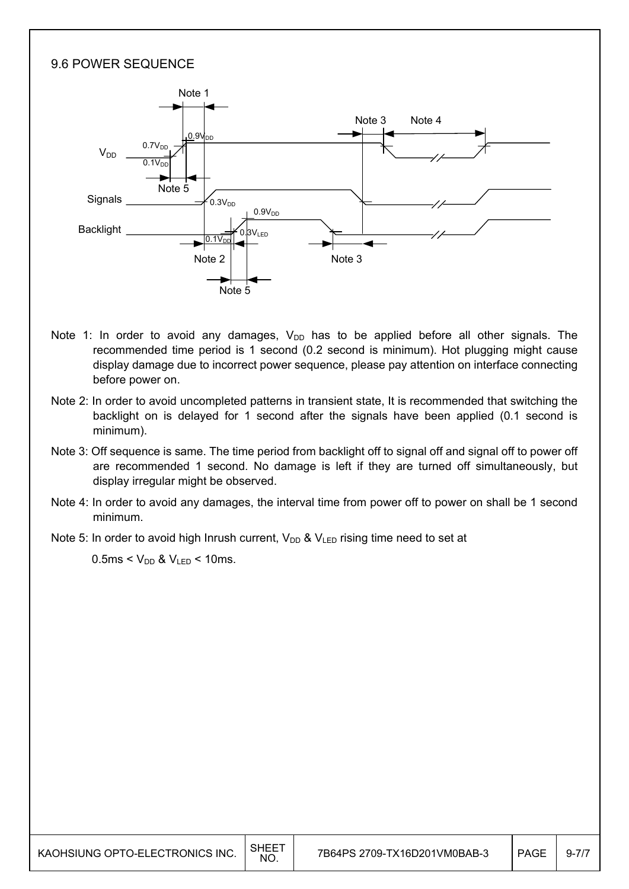## 9.6 POWER SEQUENCE

Note 1: In order to avoid any damages, $V_{DD}$ has to be applied before all other signals. The recommended time period is 1 second (0.2 second is minimum). Hot plugging might cause display damage due to incorrect power sequence, please pay attention on interface connecting before power on.

Note 2: In order to avoid uncompleted patterns in transient state, It is recommended that switching the backlight on is delayed for 1 second after the signals have been applied (0.1 second is minimum).

Note 3: Off sequence is same. The time period from backlight off to signal off and signal off to power off are recommended 1 second. No damage is left if they are turned off simultaneously, but display irregular might be observed.

Note 4: In order to avoid any damages, the interval time from power off to power on shall be 1 second minimum.

Note 5: In order to avoid high Inrush current, $V_{DD}$ & $V_{LED}$ rising time need to set at

$0.5ms < V_{DD}$ & $V_{LED} < 10ms$.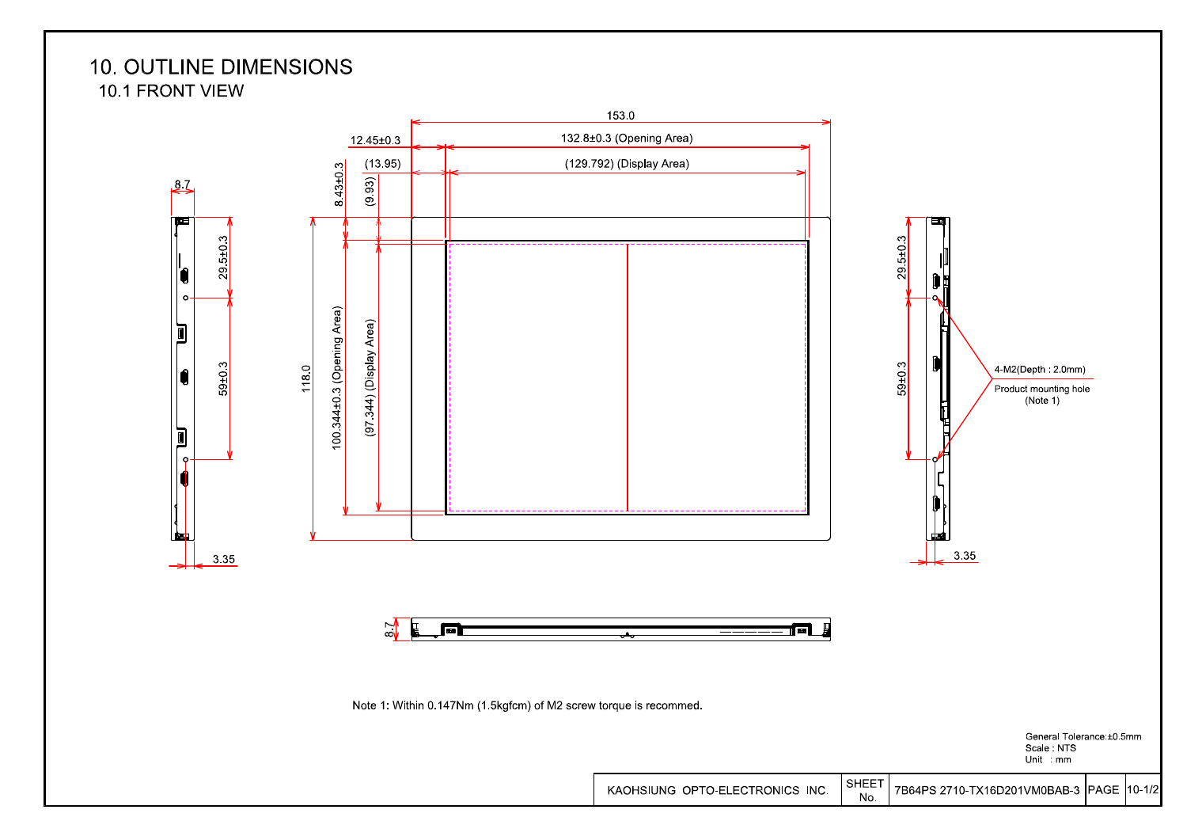# 10. OUTLINE DIMENSIONS

## 10.1 FRONT VIEW

153.0

12.45±0.3 — 132.8±0.3 (Opening Area)

(13.95) — (129.792) (Display Area)

8.43±0.3

(9.93)

118.0

100.344±0.3 (Opening Area)

(97.344) (Display Area)

8.7

29.5±0.3

59±0.3

3.35

4-M2(Depth : 2.0mm)

Product mounting hole (Note 1)

Note 1: Within 0.147Nm (1.5kgfcm) of M2 screw torque is recommed.

General Tolerance:±0.5mm
Scale : NTS
Unit : mm

| KAOHSIUNG OPTO-ELECTRONICS INC. | SHEET No. | 7B64PS 2710-TX16D201VM0BAB-3 | PAGE | 10-1/2 |
|---|---|---|---|---|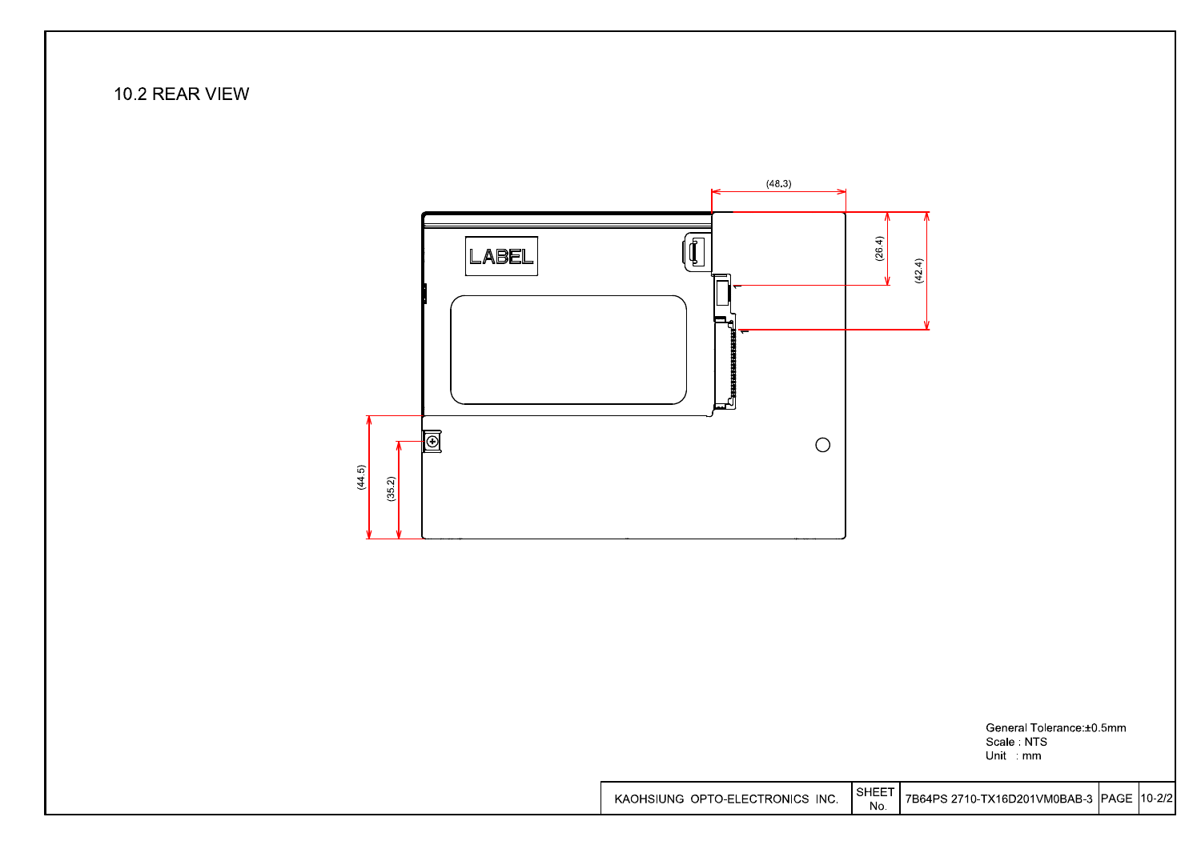## 10.2 REAR VIEW

(48.3)

(26.4)

(42.4)

LABEL

(44.5)

(35.2)

General Tolerance:±0.5mm
Scale : NTS
Unit : mm

| KAOHSIUNG OPTO-ELECTRONICS INC. | SHEET No. | 7B64PS 2710-TX16D201VM0BAB-3 | PAGE | 10-2/2 |
|---|---|---|---|---|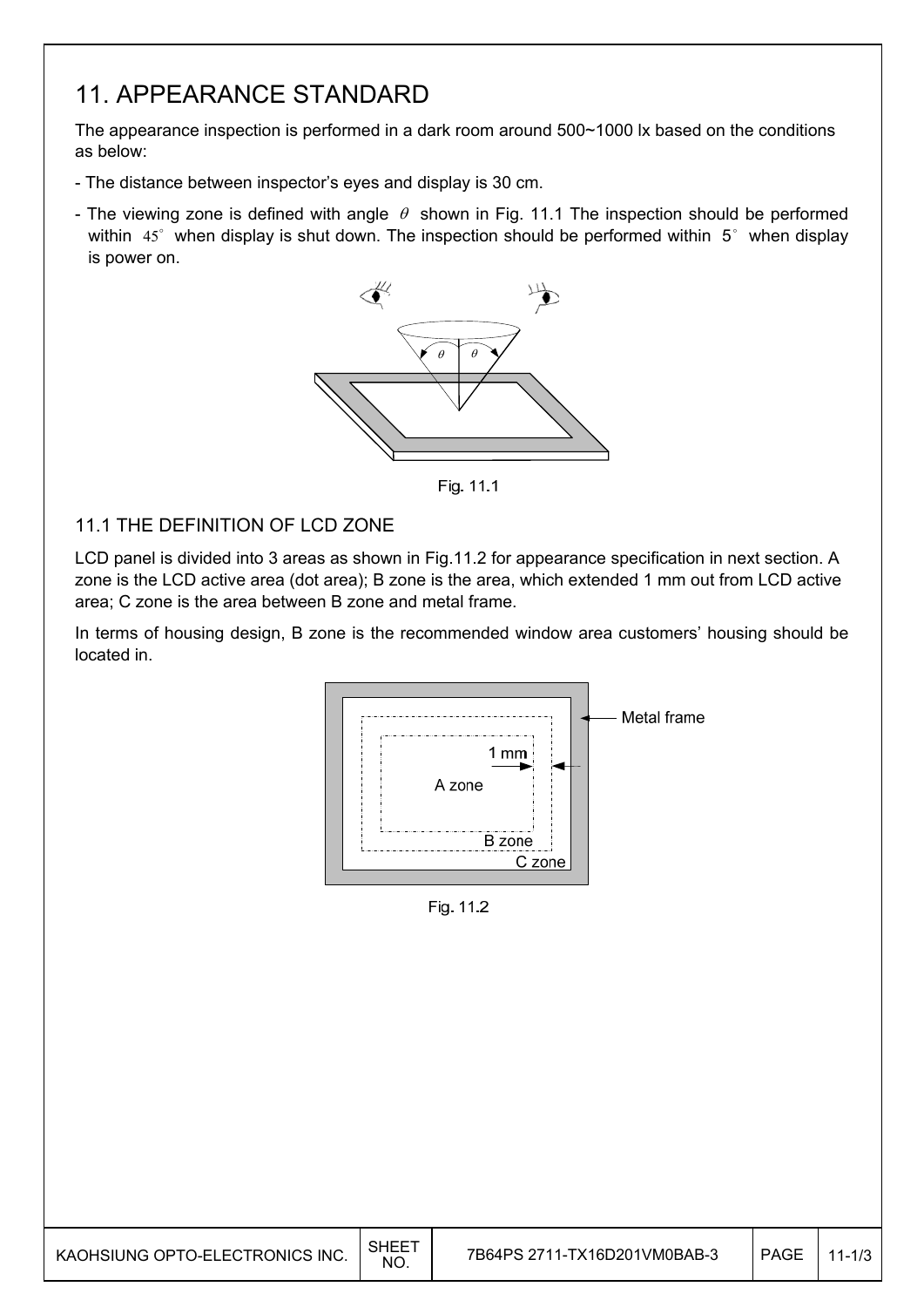# 11. APPEARANCE STANDARD

The appearance inspection is performed in a dark room around 500~1000 lx based on the conditions as below:

- The distance between inspector's eyes and display is 30 cm.
- The viewing zone is defined with angle $\theta$ shown in Fig. 11.1 The inspection should be performed within $45^\circ$ when display is shut down. The inspection should be performed within $5^\circ$ when display is power on.

Fig. 11.1

## 11.1 THE DEFINITION OF LCD ZONE

LCD panel is divided into 3 areas as shown in Fig.11.2 for appearance specification in next section. A zone is the LCD active area (dot area); B zone is the area, which extended 1 mm out from LCD active area; C zone is the area between B zone and metal frame.

In terms of housing design, B zone is the recommended window area customers' housing should be located in.

Fig. 11.2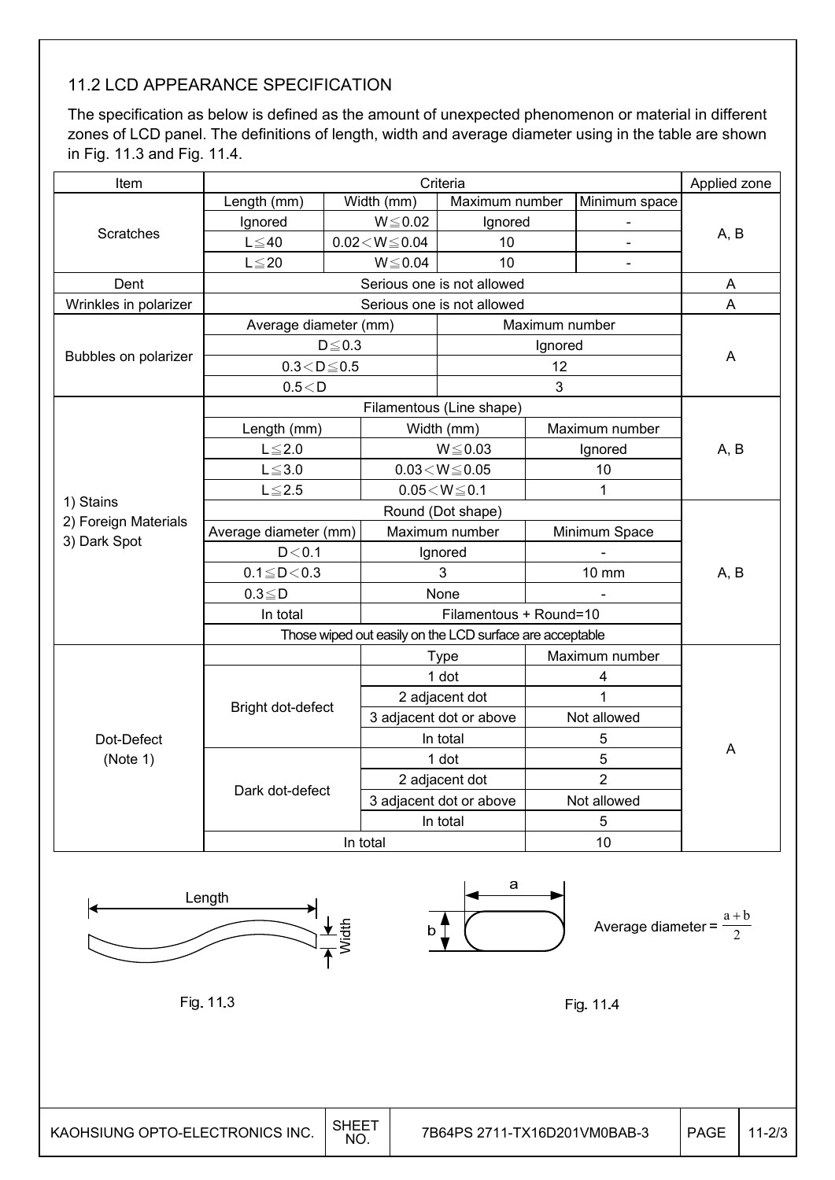### 11.2 LCD APPEARANCE SPECIFICATION

The specification as below is defined as the amount of unexpected phenomenon or material in different zones of LCD panel. The definitions of length, width and average diameter using in the table are shown in Fig. 11.3 and Fig. 11.4.

| Item | Criteria | | | | Applied zone |
|---|---|---|---|---|---|
| Scratches | Length (mm) | Width (mm) | Maximum number | Minimum space | A, B |
| | Ignored | W≦0.02 | Ignored | - | |
| | L≦40 | 0.02＜W≦0.04 | 10 | - | |
| | L≦20 | W≦0.04 | 10 | - | |
| Dent | Serious one is not allowed | | | | A |
| Wrinkles in polarizer | Serious one is not allowed | | | | A |
| Bubbles on polarizer | Average diameter (mm) | | Maximum number | | A |
| | D≦0.3 | | Ignored | | |
| | 0.3＜D≦0.5 | | 12 | | |
| | 0.5＜D | | 3 | | |
| 1) Stains<br>2) Foreign Materials<br>3) Dark Spot | Filamentous (Line shape) | | | | A, B |
| | Length (mm) | Width (mm) | Maximum number | | |
| | L≦2.0 | W≦0.03 | Ignored | | |
| | L≦3.0 | 0.03＜W≦0.05 | 10 | | |
| | L≦2.5 | 0.05＜W≦0.1 | 1 | | |
| | Round (Dot shape) | | | | A, B |
| | Average diameter (mm) | Maximum number | Minimum Space | | |
| | D＜0.1 | Ignored | - | | |
| | 0.1≦D＜0.3 | 3 | 10 mm | | |
| | 0.3≦D | None | - | | |
| | In total | Filamentous + Round=10 | | | |
| | Those wiped out easily on the LCD surface are acceptable | | | | |
| Dot-Defect (Note 1) | | Type | Maximum number | | A |
| | Bright dot-defect | 1 dot | 4 | | |
| | | 2 adjacent dot | 1 | | |
| | | 3 adjacent dot or above | Not allowed | | |
| | | In total | 5 | | |
| | Dark dot-defect | 1 dot | 5 | | |
| | | 2 adjacent dot | 2 | | |
| | | 3 adjacent dot or above | Not allowed | | |
| | | In total | 5 | | |
| | In total | | 10 | | |

Length, Width

Fig. 11.3

a, b

Average diameter = $\frac{a+b}{2}$

Fig. 11.4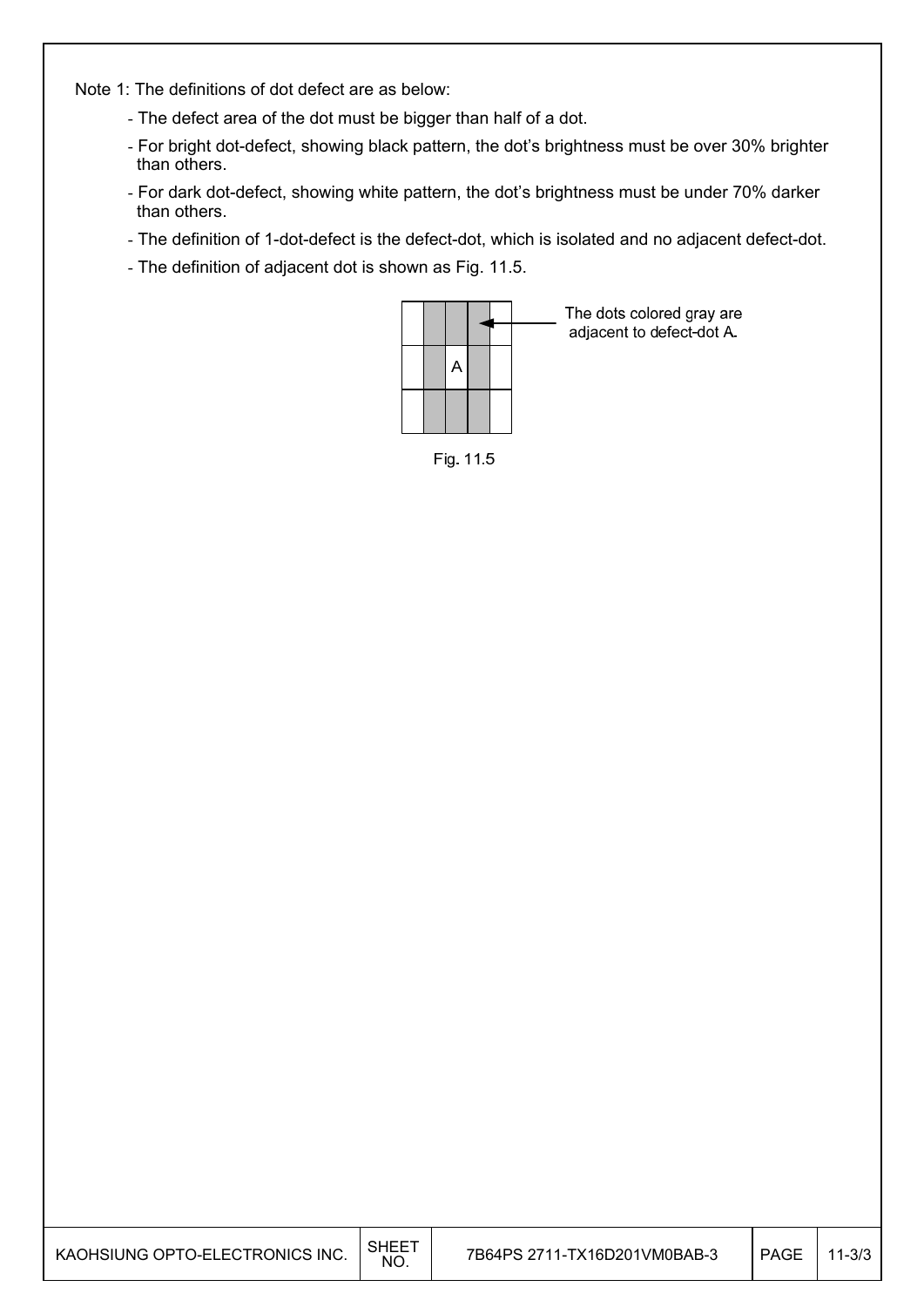Note 1: The definitions of dot defect are as below:

- The defect area of the dot must be bigger than half of a dot.
- For bright dot-defect, showing black pattern, the dot's brightness must be over 30% brighter than others.
- For dark dot-defect, showing white pattern, the dot's brightness must be under 70% darker than others.
- The definition of 1-dot-defect is the defect-dot, which is isolated and no adjacent defect-dot.
- The definition of adjacent dot is shown as Fig. 11.5.

The dots colored gray are adjacent to defect-dot A.

Fig. 11.5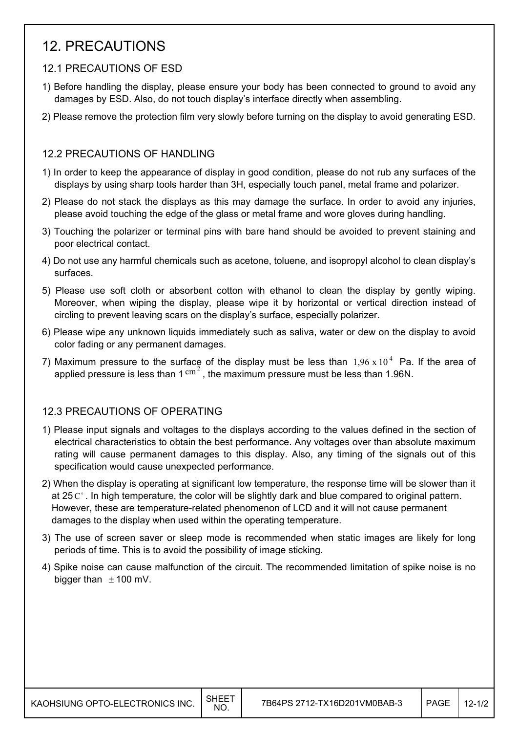# 12. PRECAUTIONS

## 12.1 PRECAUTIONS OF ESD

1) Before handling the display, please ensure your body has been connected to ground to avoid any damages by ESD. Also, do not touch display's interface directly when assembling.

2) Please remove the protection film very slowly before turning on the display to avoid generating ESD.

## 12.2 PRECAUTIONS OF HANDLING

1) In order to keep the appearance of display in good condition, please do not rub any surfaces of the displays by using sharp tools harder than 3H, especially touch panel, metal frame and polarizer.

2) Please do not stack the displays as this may damage the surface. In order to avoid any injuries, please avoid touching the edge of the glass or metal frame and wore gloves during handling.

3) Touching the polarizer or terminal pins with bare hand should be avoided to prevent staining and poor electrical contact.

4) Do not use any harmful chemicals such as acetone, toluene, and isopropyl alcohol to clean display's surfaces.

5) Please use soft cloth or absorbent cotton with ethanol to clean the display by gently wiping. Moreover, when wiping the display, please wipe it by horizontal or vertical direction instead of circling to prevent leaving scars on the display's surface, especially polarizer.

6) Please wipe any unknown liquids immediately such as saliva, water or dew on the display to avoid color fading or any permanent damages.

7) Maximum pressure to the surface of the display must be less than $1{,}96 \times 10^4$ Pa. If the area of applied pressure is less than 1 $cm^2$, the maximum pressure must be less than 1.96N.

## 12.3 PRECAUTIONS OF OPERATING

1) Please input signals and voltages to the displays according to the values defined in the section of electrical characteristics to obtain the best performance. Any voltages over than absolute maximum rating will cause permanent damages to this display. Also, any timing of the signals out of this specification would cause unexpected performance.

2) When the display is operating at significant low temperature, the response time will be slower than it at 25$C^\circ$. In high temperature, the color will be slightly dark and blue compared to original pattern. However, these are temperature-related phenomenon of LCD and it will not cause permanent damages to the display when used within the operating temperature.

3) The use of screen saver or sleep mode is recommended when static images are likely for long periods of time. This is to avoid the possibility of image sticking.

4) Spike noise can cause malfunction of the circuit. The recommended limitation of spike noise is no bigger than $\pm$100 mV.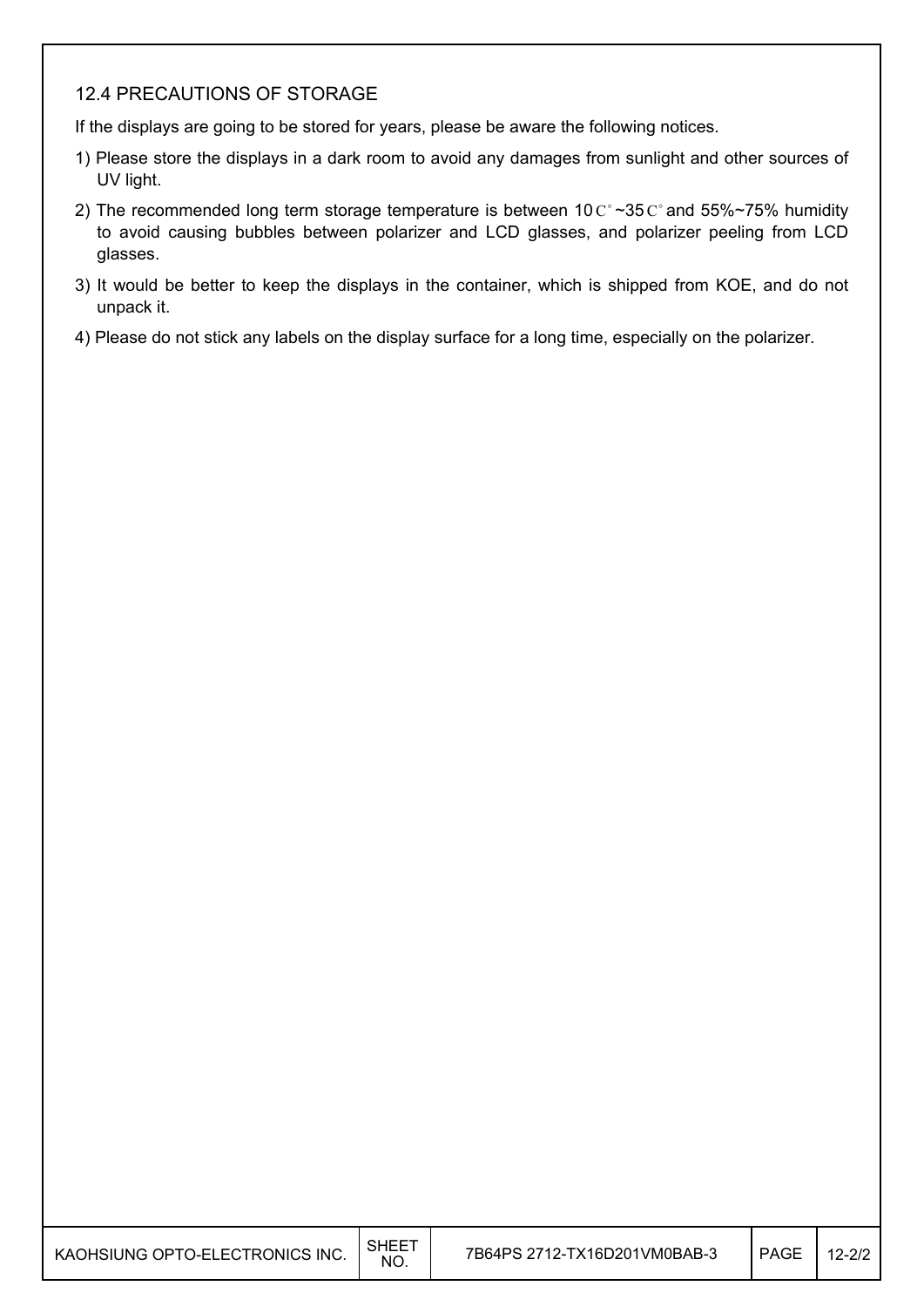## 12.4 PRECAUTIONS OF STORAGE

If the displays are going to be stored for years, please be aware the following notices.

1) Please store the displays in a dark room to avoid any damages from sunlight and other sources of UV light.
2) The recommended long term storage temperature is between 10C°~35C° and 55%~75% humidity to avoid causing bubbles between polarizer and LCD glasses, and polarizer peeling from LCD glasses.
3) It would be better to keep the displays in the container, which is shipped from KOE, and do not unpack it.
4) Please do not stick any labels on the display surface for a long time, especially on the polarizer.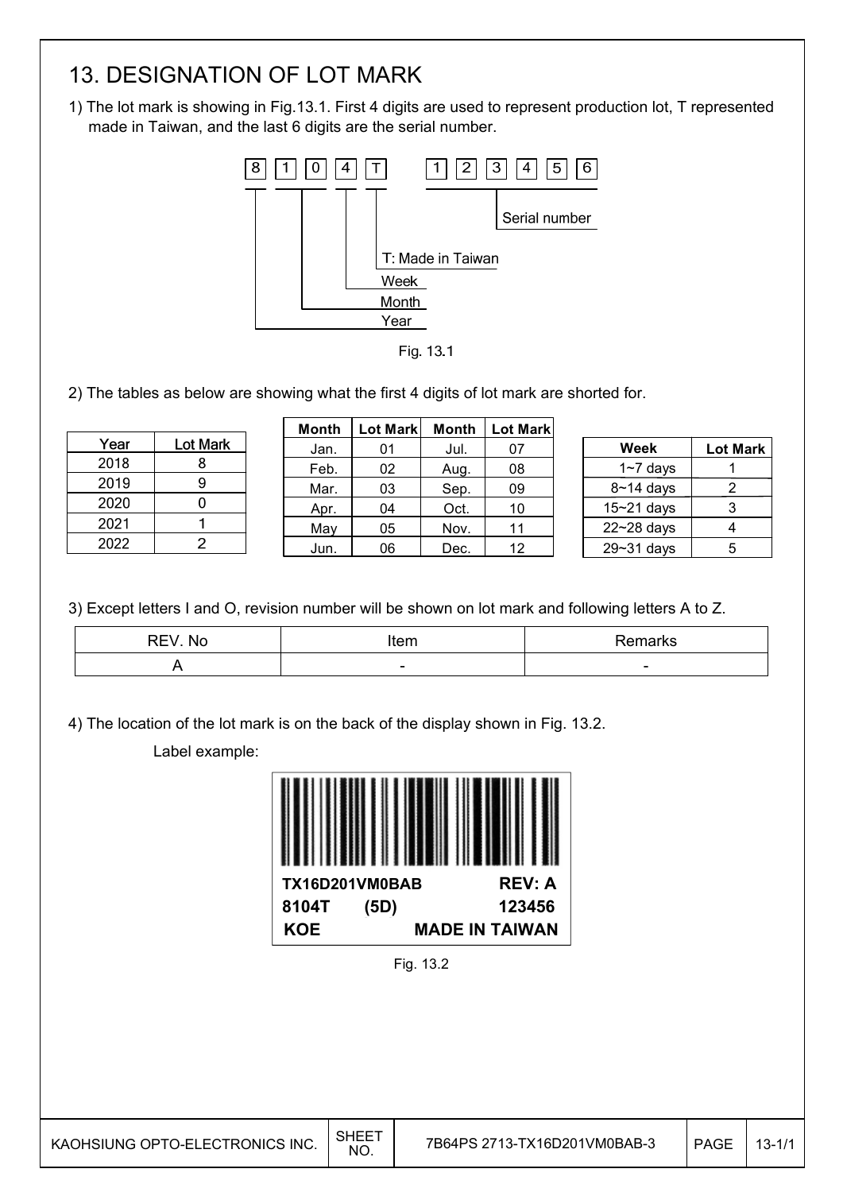# 13. DESIGNATION OF LOT MARK

1) The lot mark is showing in Fig.13.1. First 4 digits are used to represent production lot, T represented made in Taiwan, and the last 6 digits are the serial number.

8 1 0 4 T 1 2 3 4 5 6

Serial number

T: Made in Taiwan

Week

Month

Year

Fig. 13.1

2) The tables as below are showing what the first 4 digits of lot mark are shorted for.

| Year | Lot Mark |
|---|---|
| 2018 | 8 |
| 2019 | 9 |
| 2020 | 0 |
| 2021 | 1 |
| 2022 | 2 |

| Month | Lot Mark | Month | Lot Mark |
|---|---|---|---|
| Jan. | 01 | Jul. | 07 |
| Feb. | 02 | Aug. | 08 |
| Mar. | 03 | Sep. | 09 |
| Apr. | 04 | Oct. | 10 |
| May | 05 | Nov. | 11 |
| Jun. | 06 | Dec. | 12 |

| Week | Lot Mark |
|---|---|
| 1~7 days | 1 |
| 8~14 days | 2 |
| 15~21 days | 3 |
| 22~28 days | 4 |
| 29~31 days | 5 |

3) Except letters I and O, revision number will be shown on lot mark and following letters A to Z.

| REV. No | Item | Remarks |
|---|---|---|
| A | - | - |

4) The location of the lot mark is on the back of the display shown in Fig. 13.2.

Label example:

TX16D201VM0BAB REV: A
8104T (5D) 123456
KOE MADE IN TAIWAN

Fig. 13.2